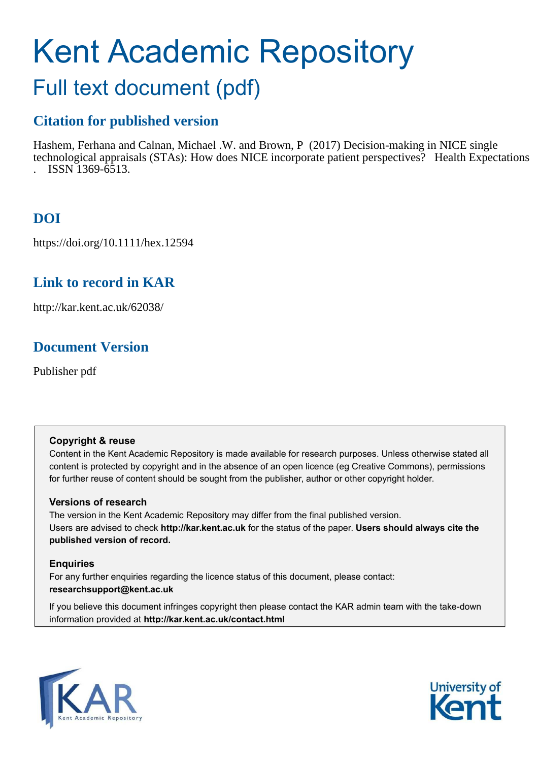# Kent Academic Repository

## Full text document (pdf)

### Citation for published version

Hashem, Ferhana and Calnan, Michael .W. and Brown, P (2017) Decision-making in NICE single technological appraisals (STAs): How does NICE incorporate patient perspectives? Health Expectations . ISSN 1369-6513.

### DOI

https://doi.org/10.1111/hex.12594

### Link to record in KAR

http://kar.kent.ac.uk/62038/

### Document Version

Publisher pdf

**Copyright & reuse**

Content in the Kent Academic Repository is made available for research purposes. Unless otherwise stated all content is protected by copyright and in the absence of an open licence (eg Creative Commons), permissions for further reuse of content should be sought from the publisher, author or other copyright holder.

**Versions of research**

The version in the Kent Academic Repository may differ from the final published version. Users are advised to check **http://kar.kent.ac.uk** for the status of the paper. **Users should always cite the published version of record.**

**Enquiries**

For any further enquiries regarding the licence status of this document, please contact: **researchsupport@kent.ac.uk**

If you believe this document infringes copyright then please contact the KAR admin team with the take-down information provided at **http://kar.kent.ac.uk/contact.html**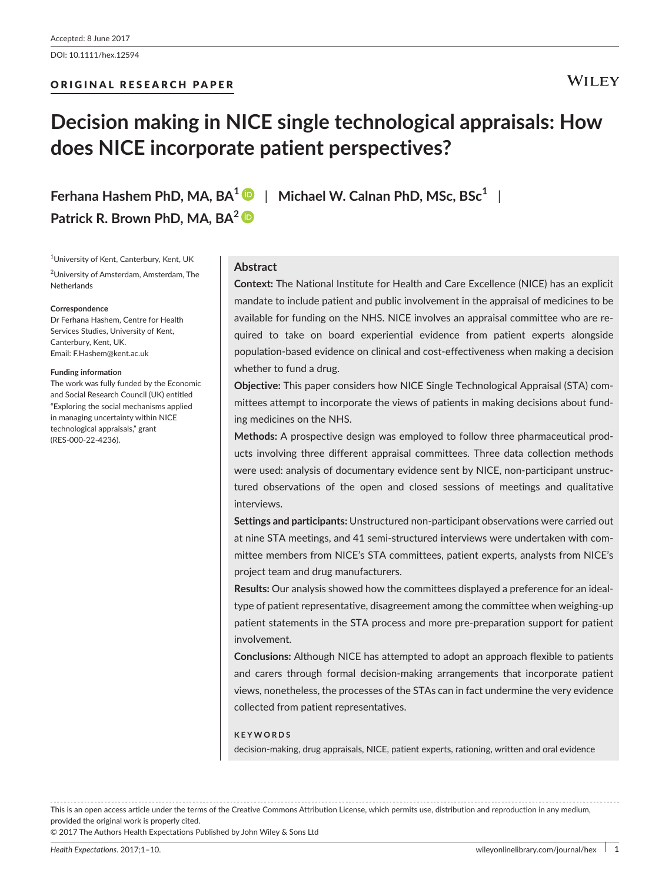Accepted: 8 June 2017

DOI: 10.1111/hex.12594

ORIGINAL RESEARCH PAPER

# Decision making in NICE single technological appraisals: How does NICE incorporate patient perspectives?

**Ferhana Hashem PhD, MA, BA[1]** | **Michael W. Calnan PhD, MSc, BSc[1]** | **Patrick R. Brown PhD, MA, BA[2]**

[1]University of Kent, Canterbury, Kent, UK

[2]University of Amsterdam, Amsterdam, The Netherlands

**Correspondence**
Dr Ferhana Hashem, Centre for Health Services Studies, University of Kent, Canterbury, Kent, UK.
Email: F.Hashem@kent.ac.uk

**Funding information**
The work was fully funded by the Economic and Social Research Council (UK) entitled "Exploring the social mechanisms applied in managing uncertainty within NICE technological appraisals," grant (RES-000-22-4236).

## Abstract

**Context:** The National Institute for Health and Care Excellence (NICE) has an explicit mandate to include patient and public involvement in the appraisal of medicines to be available for funding on the NHS. NICE involves an appraisal committee who are required to take on board experiential evidence from patient experts alongside population-based evidence on clinical and cost-effectiveness when making a decision whether to fund a drug.

**Objective:** This paper considers how NICE Single Technological Appraisal (STA) committees attempt to incorporate the views of patients in making decisions about funding medicines on the NHS.

**Methods:** A prospective design was employed to follow three pharmaceutical products involving three different appraisal committees. Three data collection methods were used: analysis of documentary evidence sent by NICE, non-participant unstructured observations of the open and closed sessions of meetings and qualitative interviews.

**Settings and participants:** Unstructured non-participant observations were carried out at nine STA meetings, and 41 semi-structured interviews were undertaken with committee members from NICE's STA committees, patient experts, analysts from NICE's project team and drug manufacturers.

**Results:** Our analysis showed how the committees displayed a preference for an ideal-type of patient representative, disagreement among the committee when weighing-up patient statements in the STA process and more pre-preparation support for patient involvement.

**Conclusions:** Although NICE has attempted to adopt an approach flexible to patients and carers through formal decision-making arrangements that incorporate patient views, nonetheless, the processes of the STAs can in fact undermine the very evidence collected from patient representatives.

**KEYWORDS**

decision-making, drug appraisals, NICE, patient experts, rationing, written and oral evidence

This is an open access article under the terms of the Creative Commons Attribution License, which permits use, distribution and reproduction in any medium, provided the original work is properly cited.

© 2017 The Authors Health Expectations Published by John Wiley & Sons Ltd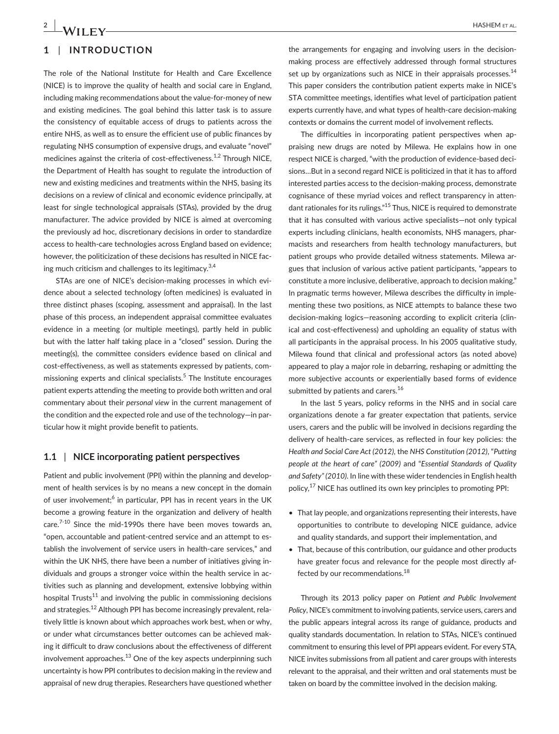## 1 | INTRODUCTION

The role of the National Institute for Health and Care Excellence (NICE) is to improve the quality of health and social care in England, including making recommendations about the value-for-money of new and existing medicines. The goal behind this latter task is to assure the consistency of equitable access of drugs to patients across the entire NHS, as well as to ensure the efficient use of public finances by regulating NHS consumption of expensive drugs, and evaluate "novel" medicines against the criteria of cost-effectiveness.[1,2] Through NICE, the Department of Health has sought to regulate the introduction of new and existing medicines and treatments within the NHS, basing its decisions on a review of clinical and economic evidence principally, at least for single technological appraisals (STAs), provided by the drug manufacturer. The advice provided by NICE is aimed at overcoming the previously ad hoc, discretionary decisions in order to standardize access to health-care technologies across England based on evidence; however, the politicization of these decisions has resulted in NICE facing much criticism and challenges to its legitimacy.[3,4]

STAs are one of NICE's decision-making processes in which evidence about a selected technology (often medicines) is evaluated in three distinct phases (scoping, assessment and appraisal). In the last phase of this process, an independent appraisal committee evaluates evidence in a meeting (or multiple meetings), partly held in public but with the latter half taking place in a "closed" session. During the meeting(s), the committee considers evidence based on clinical and cost-effectiveness, as well as statements expressed by patients, commissioning experts and clinical specialists.[5] The Institute encourages patient experts attending the meeting to provide both written and oral commentary about their *personal view* in the current management of the condition and the expected role and use of the technology—in particular how it might provide benefit to patients.

### 1.1 | NICE incorporating patient perspectives

Patient and public involvement (PPI) within the planning and development of health services is by no means a new concept in the domain of user involvement;[6] in particular, PPI has in recent years in the UK become a growing feature in the organization and delivery of health care.[7-10] Since the mid-1990s there have been moves towards an, "open, accountable and patient-centred service and an attempt to establish the involvement of service users in health-care services," and within the UK NHS, there have been a number of initiatives giving individuals and groups a stronger voice within the health service in activities such as planning and development, extensive lobbying within hospital Trusts[11] and involving the public in commissioning decisions and strategies.[12] Although PPI has become increasingly prevalent, relatively little is known about which approaches work best, when or why, or under what circumstances better outcomes can be achieved making it difficult to draw conclusions about the effectiveness of different involvement approaches.[13] One of the key aspects underpinning such uncertainty is how PPI contributes to decision making in the review and appraisal of new drug therapies. Researchers have questioned whether the arrangements for engaging and involving users in the decision-making process are effectively addressed through formal structures set up by organizations such as NICE in their appraisals processes.[14] This paper considers the contribution patient experts make in NICE's STA committee meetings, identifies what level of participation patient experts currently have, and what types of health-care decision-making contexts or domains the current model of involvement reflects.

The difficulties in incorporating patient perspectives when appraising new drugs are noted by Milewa. He explains how in one respect NICE is charged, "with the production of evidence-based decisions…But in a second regard NICE is politicized in that it has to afford interested parties access to the decision-making process, demonstrate cognisance of these myriad voices and reflect transparency in attendant rationales for its rulings."[15] Thus, NICE is required to demonstrate that it has consulted with various active specialists—not only typical experts including clinicians, health economists, NHS managers, pharmacists and researchers from health technology manufacturers, but patient groups who provide detailed witness statements. Milewa argues that inclusion of various active patient participants, "appears to constitute a more inclusive, deliberative, approach to decision making." In pragmatic terms however, Milewa describes the difficulty in implementing these two positions, as NICE attempts to balance these two decision-making logics—reasoning according to explicit criteria (clinical and cost-effectiveness) and upholding an equality of status with all participants in the appraisal process. In his 2005 qualitative study, Milewa found that clinical and professional actors (as noted above) appeared to play a major role in debarring, reshaping or admitting the more subjective accounts or experientially based forms of evidence submitted by patients and carers.[16]

In the last 5 years, policy reforms in the NHS and in social care organizations denote a far greater expectation that patients, service users, carers and the public will be involved in decisions regarding the delivery of health-care services, as reflected in four key policies: the *Health and Social Care Act (2012)*, the *NHS Constitution (2012)*, *"Putting people at the heart of care" (2009)* and *"Essential Standards of Quality and Safety" (2010)*. In line with these wider tendencies in English health policy,[17] NICE has outlined its own key principles to promoting PPI:

- That lay people, and organizations representing their interests, have opportunities to contribute to developing NICE guidance, advice and quality standards, and support their implementation, and
- That, because of this contribution, our guidance and other products have greater focus and relevance for the people most directly affected by our recommendations.[18]

Through its 2013 policy paper on *Patient and Public Involvement Policy*, NICE's commitment to involving patients, service users, carers and the public appears integral across its range of guidance, products and quality standards documentation. In relation to STAs, NICE's continued commitment to ensuring this level of PPI appears evident. For every STA, NICE invites submissions from all patient and carer groups with interests relevant to the appraisal, and their written and oral statements must be taken on board by the committee involved in the decision making.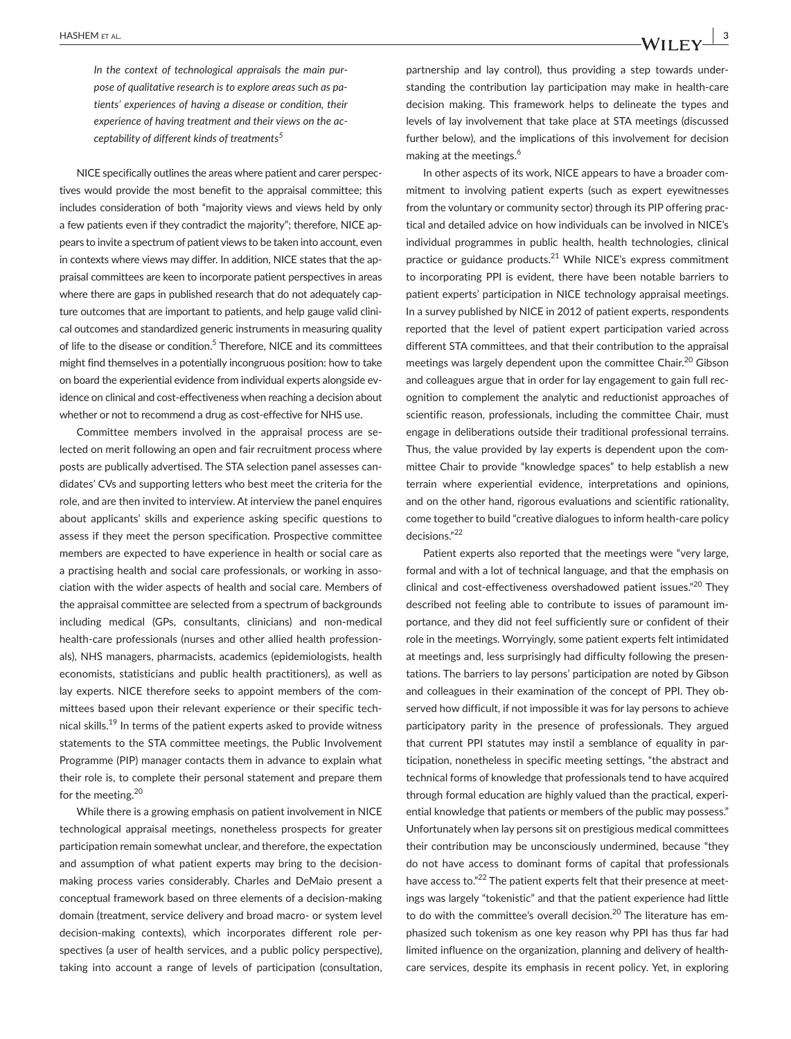> *In the context of technological appraisals the main purpose of qualitative research is to explore areas such as patients' experiences of having a disease or condition, their experience of having treatment and their views on the acceptability of different kinds of treatments*[5]

NICE specifically outlines the areas where patient and carer perspectives would provide the most benefit to the appraisal committee; this includes consideration of both "majority views and views held by only a few patients even if they contradict the majority"; therefore, NICE appears to invite a spectrum of patient views to be taken into account, even in contexts where views may differ. In addition, NICE states that the appraisal committees are keen to incorporate patient perspectives in areas where there are gaps in published research that do not adequately capture outcomes that are important to patients, and help gauge valid clinical outcomes and standardized generic instruments in measuring quality of life to the disease or condition.[5] Therefore, NICE and its committees might find themselves in a potentially incongruous position: how to take on board the experiential evidence from individual experts alongside evidence on clinical and cost-effectiveness when reaching a decision about whether or not to recommend a drug as cost-effective for NHS use.

Committee members involved in the appraisal process are selected on merit following an open and fair recruitment process where posts are publically advertised. The STA selection panel assesses candidates' CVs and supporting letters who best meet the criteria for the role, and are then invited to interview. At interview the panel enquires about applicants' skills and experience asking specific questions to assess if they meet the person specification. Prospective committee members are expected to have experience in health or social care as a practising health and social care professionals, or working in association with the wider aspects of health and social care. Members of the appraisal committee are selected from a spectrum of backgrounds including medical (GPs, consultants, clinicians) and non-medical health-care professionals (nurses and other allied health professionals), NHS managers, pharmacists, academics (epidemiologists, health economists, statisticians and public health practitioners), as well as lay experts. NICE therefore seeks to appoint members of the committees based upon their relevant experience or their specific technical skills.[19] In terms of the patient experts asked to provide witness statements to the STA committee meetings, the Public Involvement Programme (PIP) manager contacts them in advance to explain what their role is, to complete their personal statement and prepare them for the meeting.[20]

While there is a growing emphasis on patient involvement in NICE technological appraisal meetings, nonetheless prospects for greater participation remain somewhat unclear, and therefore, the expectation and assumption of what patient experts may bring to the decision-making process varies considerably. Charles and DeMaio present a conceptual framework based on three elements of a decision-making domain (treatment, service delivery and broad macro- or system level decision-making contexts), which incorporates different role perspectives (a user of health services, and a public policy perspective), taking into account a range of levels of participation (consultation, partnership and lay control), thus providing a step towards understanding the contribution lay participation may make in health-care decision making. This framework helps to delineate the types and levels of lay involvement that take place at STA meetings (discussed further below), and the implications of this involvement for decision making at the meetings.[6]

In other aspects of its work, NICE appears to have a broader commitment to involving patient experts (such as expert eyewitnesses from the voluntary or community sector) through its PIP offering practical and detailed advice on how individuals can be involved in NICE's individual programmes in public health, health technologies, clinical practice or guidance products.[21] While NICE's express commitment to incorporating PPI is evident, there have been notable barriers to patient experts' participation in NICE technology appraisal meetings. In a survey published by NICE in 2012 of patient experts, respondents reported that the level of patient expert participation varied across different STA committees, and that their contribution to the appraisal meetings was largely dependent upon the committee Chair.[20] Gibson and colleagues argue that in order for lay engagement to gain full recognition to complement the analytic and reductionist approaches of scientific reason, professionals, including the committee Chair, must engage in deliberations outside their traditional professional terrains. Thus, the value provided by lay experts is dependent upon the committee Chair to provide "knowledge spaces" to help establish a new terrain where experiential evidence, interpretations and opinions, and on the other hand, rigorous evaluations and scientific rationality, come together to build "creative dialogues to inform health-care policy decisions."[22]

Patient experts also reported that the meetings were "very large, formal and with a lot of technical language, and that the emphasis on clinical and cost-effectiveness overshadowed patient issues."[20] They described not feeling able to contribute to issues of paramount importance, and they did not feel sufficiently sure or confident of their role in the meetings. Worryingly, some patient experts felt intimidated at meetings and, less surprisingly had difficulty following the presentations. The barriers to lay persons' participation are noted by Gibson and colleagues in their examination of the concept of PPI. They observed how difficult, if not impossible it was for lay persons to achieve participatory parity in the presence of professionals. They argued that current PPI statutes may instil a semblance of equality in participation, nonetheless in specific meeting settings, "the abstract and technical forms of knowledge that professionals tend to have acquired through formal education are highly valued than the practical, experiential knowledge that patients or members of the public may possess." Unfortunately when lay persons sit on prestigious medical committees their contribution may be unconsciously undermined, because "they do not have access to dominant forms of capital that professionals have access to."[22] The patient experts felt that their presence at meetings was largely "tokenistic" and that the patient experience had little to do with the committee's overall decision.[20] The literature has emphasized such tokenism as one key reason why PPI has thus far had limited influence on the organization, planning and delivery of health-care services, despite its emphasis in recent policy. Yet, in exploring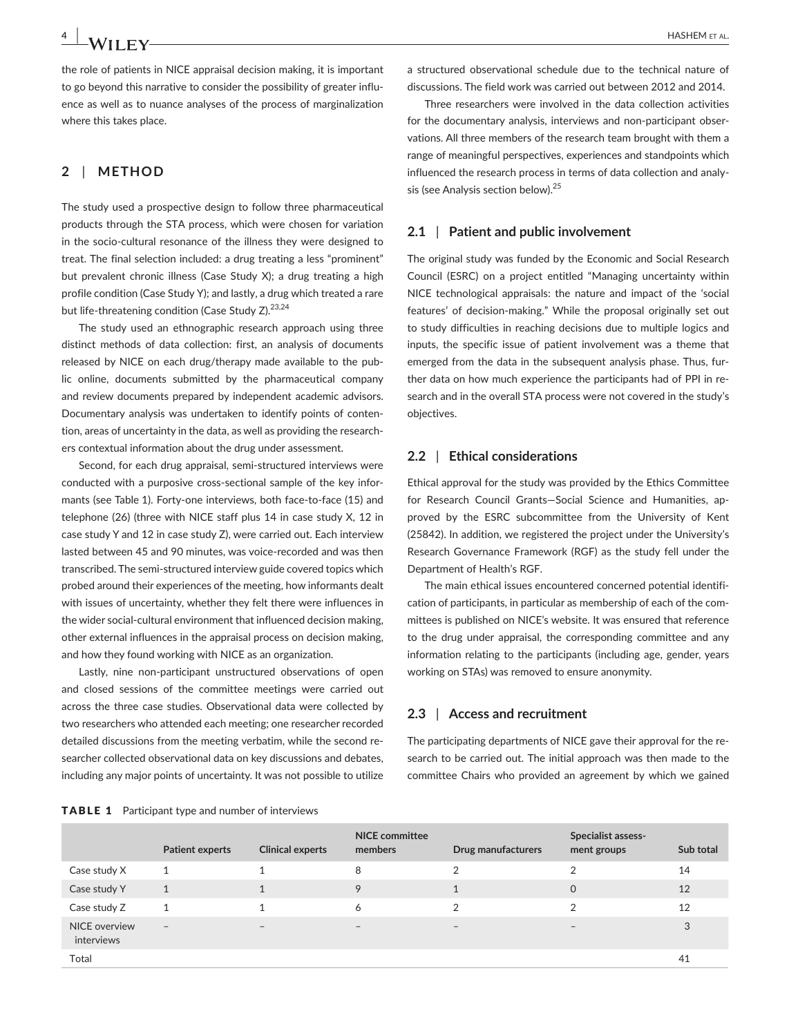the role of patients in NICE appraisal decision making, it is important to go beyond this narrative to consider the possibility of greater influence as well as to nuance analyses of the process of marginalization where this takes place.

## 2 | METHOD

The study used a prospective design to follow three pharmaceutical products through the STA process, which were chosen for variation in the socio-cultural resonance of the illness they were designed to treat. The final selection included: a drug treating a less "prominent" but prevalent chronic illness (Case Study X); a drug treating a high profile condition (Case Study Y); and lastly, a drug which treated a rare but life-threatening condition (Case Study Z).[23,24]

The study used an ethnographic research approach using three distinct methods of data collection: first, an analysis of documents released by NICE on each drug/therapy made available to the public online, documents submitted by the pharmaceutical company and review documents prepared by independent academic advisors. Documentary analysis was undertaken to identify points of contention, areas of uncertainty in the data, as well as providing the researchers contextual information about the drug under assessment.

Second, for each drug appraisal, semi-structured interviews were conducted with a purposive cross-sectional sample of the key informants (see Table 1). Forty-one interviews, both face-to-face (15) and telephone (26) (three with NICE staff plus 14 in case study X, 12 in case study Y and 12 in case study Z), were carried out. Each interview lasted between 45 and 90 minutes, was voice-recorded and was then transcribed. The semi-structured interview guide covered topics which probed around their experiences of the meeting, how informants dealt with issues of uncertainty, whether they felt there were influences in the wider social-cultural environment that influenced decision making, other external influences in the appraisal process on decision making, and how they found working with NICE as an organization.

Lastly, nine non-participant unstructured observations of open and closed sessions of the committee meetings were carried out across the three case studies. Observational data were collected by two researchers who attended each meeting; one researcher recorded detailed discussions from the meeting verbatim, while the second researcher collected observational data on key discussions and debates, including any major points of uncertainty. It was not possible to utilize a structured observational schedule due to the technical nature of discussions. The field work was carried out between 2012 and 2014.

Three researchers were involved in the data collection activities for the documentary analysis, interviews and non-participant observations. All three members of the research team brought with them a range of meaningful perspectives, experiences and standpoints which influenced the research process in terms of data collection and analysis (see Analysis section below).[25]

### 2.1 | Patient and public involvement

The original study was funded by the Economic and Social Research Council (ESRC) on a project entitled "Managing uncertainty within NICE technological appraisals: the nature and impact of the 'social features' of decision-making." While the proposal originally set out to study difficulties in reaching decisions due to multiple logics and inputs, the specific issue of patient involvement was a theme that emerged from the data in the subsequent analysis phase. Thus, further data on how much experience the participants had of PPI in research and in the overall STA process were not covered in the study's objectives.

### 2.2 | Ethical considerations

Ethical approval for the study was provided by the Ethics Committee for Research Council Grants—Social Science and Humanities, approved by the ESRC subcommittee from the University of Kent (25842). In addition, we registered the project under the University's Research Governance Framework (RGF) as the study fell under the Department of Health's RGF.

The main ethical issues encountered concerned potential identification of participants, in particular as membership of each of the committees is published on NICE's website. It was ensured that reference to the drug under appraisal, the corresponding committee and any information relating to the participants (including age, gender, years working on STAs) was removed to ensure anonymity.

### 2.3 | Access and recruitment

The participating departments of NICE gave their approval for the research to be carried out. The initial approach was then made to the committee Chairs who provided an agreement by which we gained

**TABLE 1** Participant type and number of interviews

| | Patient experts | Clinical experts | NICE committee members | Drug manufacturers | Specialist assessment groups | Sub total |
|---|---|---|---|---|---|---|
| Case study X | 1 | 1 | 8 | 2 | 2 | 14 |
| Case study Y | 1 | 1 | 9 | 1 | 0 | 12 |
| Case study Z | 1 | 1 | 6 | 2 | 2 | 12 |
| NICE overview interviews | – | – | – | – | – | 3 |
| Total | | | | | | 41 |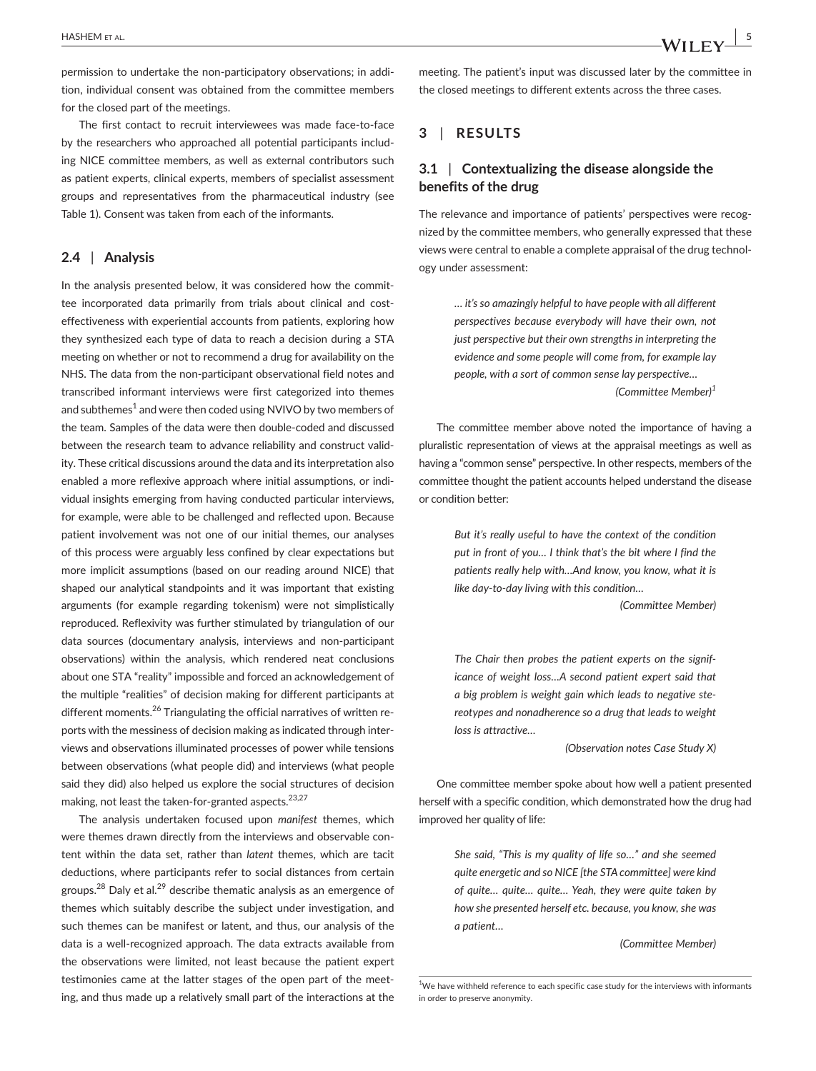permission to undertake the non-participatory observations; in addition, individual consent was obtained from the committee members for the closed part of the meetings.

The first contact to recruit interviewees was made face-to-face by the researchers who approached all potential participants including NICE committee members, as well as external contributors such as patient experts, clinical experts, members of specialist assessment groups and representatives from the pharmaceutical industry (see Table 1). Consent was taken from each of the informants.

### 2.4 | Analysis

In the analysis presented below, it was considered how the committee incorporated data primarily from trials about clinical and cost-effectiveness with experiential accounts from patients, exploring how they synthesized each type of data to reach a decision during a STA meeting on whether or not to recommend a drug for availability on the NHS. The data from the non-participant observational field notes and transcribed informant interviews were first categorized into themes and subthemes[1] and were then coded using NVIVO by two members of the team. Samples of the data were then double-coded and discussed between the research team to advance reliability and construct validity. These critical discussions around the data and its interpretation also enabled a more reflexive approach where initial assumptions, or individual insights emerging from having conducted particular interviews, for example, were able to be challenged and reflected upon. Because patient involvement was not one of our initial themes, our analyses of this process were arguably less confined by clear expectations but more implicit assumptions (based on our reading around NICE) that shaped our analytical standpoints and it was important that existing arguments (for example regarding tokenism) were not simplistically reproduced. Reflexivity was further stimulated by triangulation of our data sources (documentary analysis, interviews and non-participant observations) within the analysis, which rendered neat conclusions about one STA "reality" impossible and forced an acknowledgement of the multiple "realities" of decision making for different participants at different moments.[26] Triangulating the official narratives of written reports with the messiness of decision making as indicated through interviews and observations illuminated processes of power while tensions between observations (what people did) and interviews (what people said they did) also helped us explore the social structures of decision making, not least the taken-for-granted aspects.[23,27]

The analysis undertaken focused upon *manifest* themes, which were themes drawn directly from the interviews and observable content within the data set, rather than *latent* themes, which are tacit deductions, where participants refer to social distances from certain groups.[28] Daly et al.[29] describe thematic analysis as an emergence of themes which suitably describe the subject under investigation, and such themes can be manifest or latent, and thus, our analysis of the data is a well-recognized approach. The data extracts available from the observations were limited, not least because the patient expert testimonies came at the latter stages of the open part of the meeting, and thus made up a relatively small part of the interactions at the meeting. The patient's input was discussed later by the committee in the closed meetings to different extents across the three cases.

## 3 | RESULTS

### 3.1 | Contextualizing the disease alongside the benefits of the drug

The relevance and importance of patients' perspectives were recognized by the committee members, who generally expressed that these views were central to enable a complete appraisal of the drug technology under assessment:

> *… it's so amazingly helpful to have people with all different perspectives because everybody will have their own, not just perspective but their own strengths in interpreting the evidence and some people will come from, for example lay people, with a sort of common sense lay perspective…*
>
> *(Committee Member)*[1]

The committee member above noted the importance of having a pluralistic representation of views at the appraisal meetings as well as having a "common sense" perspective. In other respects, members of the committee thought the patient accounts helped understand the disease or condition better:

> *But it's really useful to have the context of the condition put in front of you… I think that's the bit where I find the patients really help with…And know, you know, what it is like day-to-day living with this condition…*
>
> *(Committee Member)*

> *The Chair then probes the patient experts on the significance of weight loss…A second patient expert said that a big problem is weight gain which leads to negative stereotypes and nonadherence so a drug that leads to weight loss is attractive…*
>
> *(Observation notes Case Study X)*

One committee member spoke about how well a patient presented herself with a specific condition, which demonstrated how the drug had improved her quality of life:

> *She said, "This is my quality of life so…" and she seemed quite energetic and so NICE [the STA committee] were kind of quite… quite… quite… Yeah, they were quite taken by how she presented herself etc. because, you know, she was a patient…*
>
> *(Committee Member)*

[1] We have withheld reference to each specific case study for the interviews with informants in order to preserve anonymity.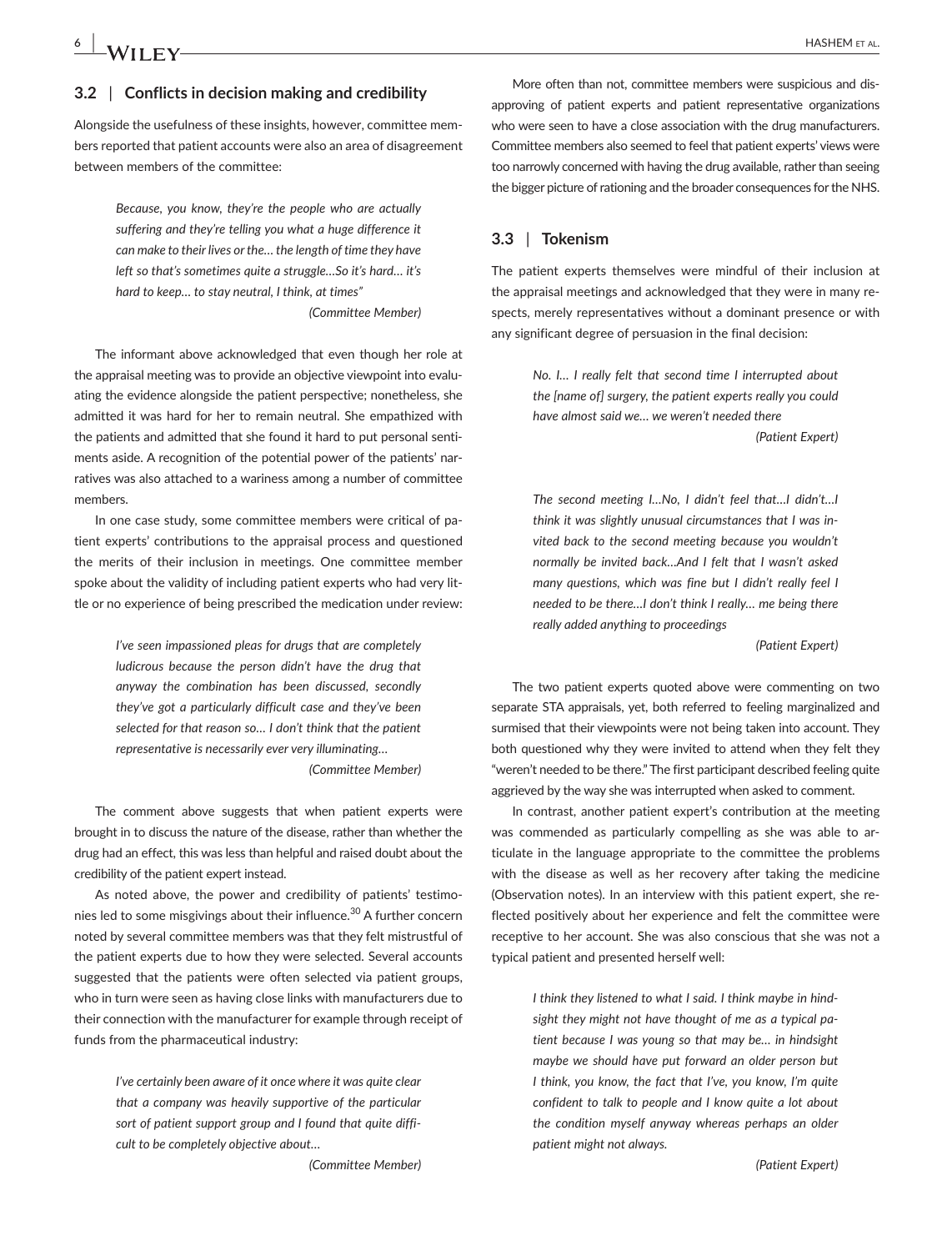### 3.2 | Conflicts in decision making and credibility

Alongside the usefulness of these insights, however, committee members reported that patient accounts were also an area of disagreement between members of the committee:

> *Because, you know, they're the people who are actually suffering and they're telling you what a huge difference it can make to their lives or the… the length of time they have left so that's sometimes quite a struggle…So it's hard… it's hard to keep… to stay neutral, I think, at times"*
>
> *(Committee Member)*

The informant above acknowledged that even though her role at the appraisal meeting was to provide an objective viewpoint into evaluating the evidence alongside the patient perspective; nonetheless, she admitted it was hard for her to remain neutral. She empathized with the patients and admitted that she found it hard to put personal sentiments aside. A recognition of the potential power of the patients' narratives was also attached to a wariness among a number of committee members.

In one case study, some committee members were critical of patient experts' contributions to the appraisal process and questioned the merits of their inclusion in meetings. One committee member spoke about the validity of including patient experts who had very little or no experience of being prescribed the medication under review:

> *I've seen impassioned pleas for drugs that are completely ludicrous because the person didn't have the drug that anyway the combination has been discussed, secondly they've got a particularly difficult case and they've been selected for that reason so… I don't think that the patient representative is necessarily ever very illuminating…*
>
> *(Committee Member)*

The comment above suggests that when patient experts were brought in to discuss the nature of the disease, rather than whether the drug had an effect, this was less than helpful and raised doubt about the credibility of the patient expert instead.

As noted above, the power and credibility of patients' testimonies led to some misgivings about their influence.[30] A further concern noted by several committee members was that they felt mistrustful of the patient experts due to how they were selected. Several accounts suggested that the patients were often selected via patient groups, who in turn were seen as having close links with manufacturers due to their connection with the manufacturer for example through receipt of funds from the pharmaceutical industry:

> *I've certainly been aware of it once where it was quite clear that a company was heavily supportive of the particular sort of patient support group and I found that quite difficult to be completely objective about…*
>
> *(Committee Member)*

More often than not, committee members were suspicious and disapproving of patient experts and patient representative organizations who were seen to have a close association with the drug manufacturers. Committee members also seemed to feel that patient experts' views were too narrowly concerned with having the drug available, rather than seeing the bigger picture of rationing and the broader consequences for the NHS.

### 3.3 | Tokenism

The patient experts themselves were mindful of their inclusion at the appraisal meetings and acknowledged that they were in many respects, merely representatives without a dominant presence or with any significant degree of persuasion in the final decision:

> *No. I… I really felt that second time I interrupted about the [name of] surgery, the patient experts really you could have almost said we… we weren't needed there*
>
> *(Patient Expert)*

> *The second meeting I…No, I didn't feel that…I didn't…I think it was slightly unusual circumstances that I was invited back to the second meeting because you wouldn't normally be invited back…And I felt that I wasn't asked many questions, which was fine but I didn't really feel I needed to be there…I don't think I really… me being there really added anything to proceedings*
>
> *(Patient Expert)*

The two patient experts quoted above were commenting on two separate STA appraisals, yet, both referred to feeling marginalized and surmised that their viewpoints were not being taken into account. They both questioned why they were invited to attend when they felt they "weren't needed to be there." The first participant described feeling quite aggrieved by the way she was interrupted when asked to comment.

In contrast, another patient expert's contribution at the meeting was commended as particularly compelling as she was able to articulate in the language appropriate to the committee the problems with the disease as well as her recovery after taking the medicine (Observation notes). In an interview with this patient expert, she reflected positively about her experience and felt the committee were receptive to her account. She was also conscious that she was not a typical patient and presented herself well:

> *I think they listened to what I said. I think maybe in hindsight they might not have thought of me as a typical patient because I was young so that may be… in hindsight maybe we should have put forward an older person but I think, you know, the fact that I've, you know, I'm quite confident to talk to people and I know quite a lot about the condition myself anyway whereas perhaps an older patient might not always.*
>
> *(Patient Expert)*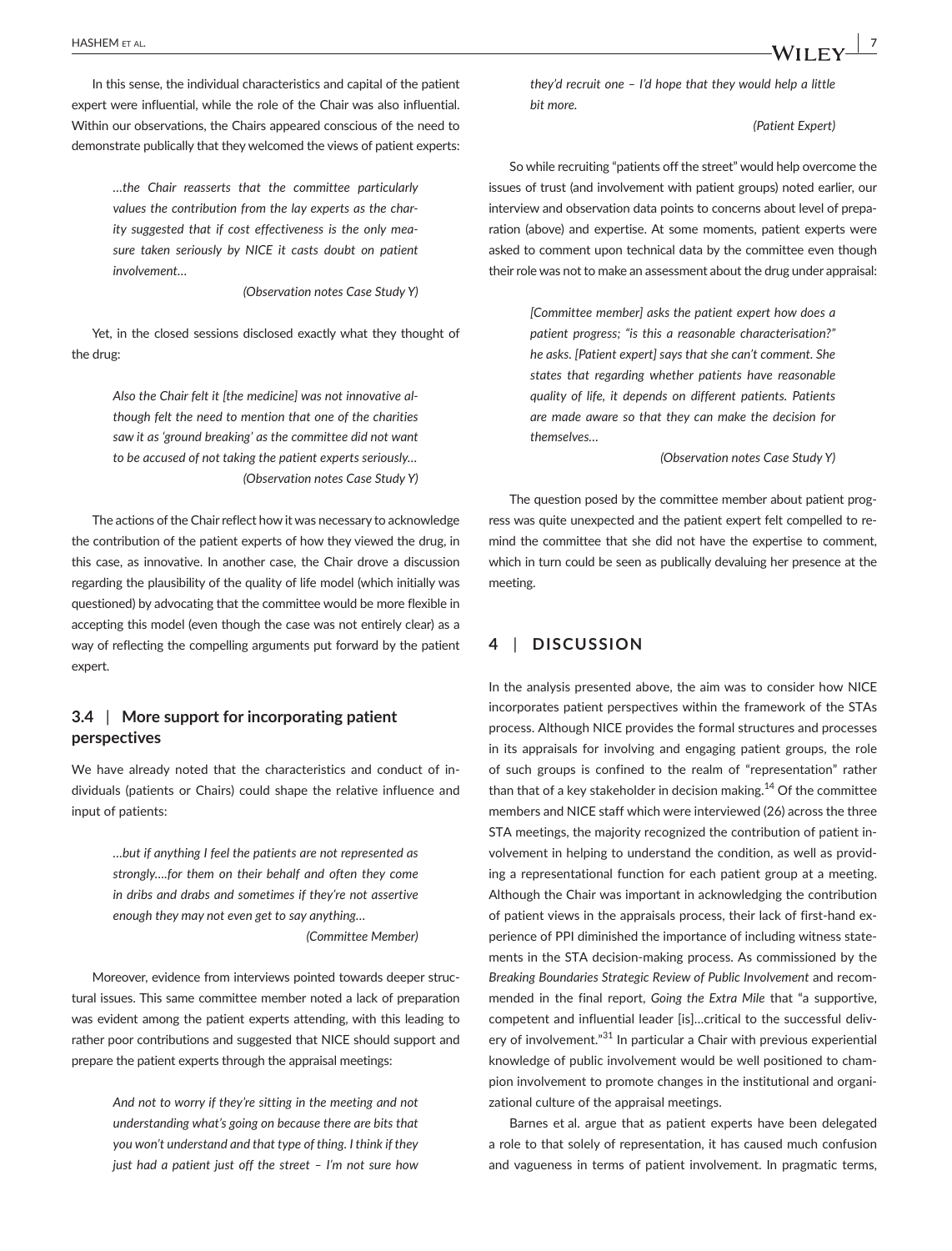In this sense, the individual characteristics and capital of the patient expert were influential, while the role of the Chair was also influential. Within our observations, the Chairs appeared conscious of the need to demonstrate publically that they welcomed the views of patient experts:

> *…the Chair reasserts that the committee particularly values the contribution from the lay experts as the charity suggested that if cost effectiveness is the only measure taken seriously by NICE it casts doubt on patient involvement…*
>
> *(Observation notes Case Study Y)*

Yet, in the closed sessions disclosed exactly what they thought of the drug:

> *Also the Chair felt it [the medicine] was not innovative although felt the need to mention that one of the charities saw it as 'ground breaking' as the committee did not want to be accused of not taking the patient experts seriously…*
>
> *(Observation notes Case Study Y)*

The actions of the Chair reflect how it was necessary to acknowledge the contribution of the patient experts of how they viewed the drug, in this case, as innovative. In another case, the Chair drove a discussion regarding the plausibility of the quality of life model (which initially was questioned) by advocating that the committee would be more flexible in accepting this model (even though the case was not entirely clear) as a way of reflecting the compelling arguments put forward by the patient expert.

## 3.4 | More support for incorporating patient perspectives

We have already noted that the characteristics and conduct of individuals (patients or Chairs) could shape the relative influence and input of patients:

> *…but if anything I feel the patients are not represented as strongly….for them on their behalf and often they come in dribs and drabs and sometimes if they're not assertive enough they may not even get to say anything…*
>
> *(Committee Member)*

Moreover, evidence from interviews pointed towards deeper structural issues. This same committee member noted a lack of preparation was evident among the patient experts attending, with this leading to rather poor contributions and suggested that NICE should support and prepare the patient experts through the appraisal meetings:

> *And not to worry if they're sitting in the meeting and not understanding what's going on because there are bits that you won't understand and that type of thing. I think if they just had a patient just off the street – I'm not sure how they'd recruit one – I'd hope that they would help a little bit more.*
>
> *(Patient Expert)*

So while recruiting "patients off the street" would help overcome the issues of trust (and involvement with patient groups) noted earlier, our interview and observation data points to concerns about level of preparation (above) and expertise. At some moments, patient experts were asked to comment upon technical data by the committee even though their role was not to make an assessment about the drug under appraisal:

> *[Committee member] asks the patient expert how does a patient progress; "is this a reasonable characterisation?" he asks. [Patient expert] says that she can't comment. She states that regarding whether patients have reasonable quality of life, it depends on different patients. Patients are made aware so that they can make the decision for themselves…*
>
> *(Observation notes Case Study Y)*

The question posed by the committee member about patient progress was quite unexpected and the patient expert felt compelled to remind the committee that she did not have the expertise to comment, which in turn could be seen as publically devaluing her presence at the meeting.

# 4 | DISCUSSION

In the analysis presented above, the aim was to consider how NICE incorporates patient perspectives within the framework of the STAs process. Although NICE provides the formal structures and processes in its appraisals for involving and engaging patient groups, the role of such groups is confined to the realm of "representation" rather than that of a key stakeholder in decision making.[14] Of the committee members and NICE staff which were interviewed (26) across the three STA meetings, the majority recognized the contribution of patient involvement in helping to understand the condition, as well as providing a representational function for each patient group at a meeting. Although the Chair was important in acknowledging the contribution of patient views in the appraisals process, their lack of first-hand experience of PPI diminished the importance of including witness statements in the STA decision-making process. As commissioned by the *Breaking Boundaries Strategic Review of Public Involvement* and recommended in the final report, *Going the Extra Mile* that "a supportive, competent and influential leader [is]…critical to the successful delivery of involvement."[31] In particular a Chair with previous experiential knowledge of public involvement would be well positioned to champion involvement to promote changes in the institutional and organizational culture of the appraisal meetings.

Barnes et al. argue that as patient experts have been delegated a role to that solely of representation, it has caused much confusion and vagueness in terms of patient involvement. In pragmatic terms,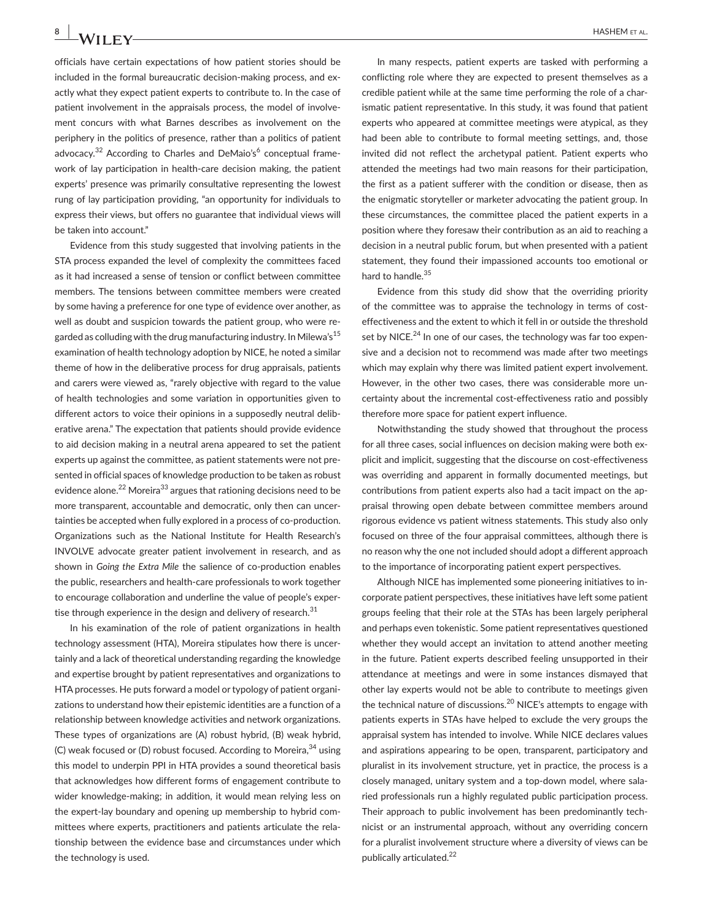officials have certain expectations of how patient stories should be included in the formal bureaucratic decision-making process, and exactly what they expect patient experts to contribute to. In the case of patient involvement in the appraisals process, the model of involvement concurs with what Barnes describes as involvement on the periphery in the politics of presence, rather than a politics of patient advocacy.[32] According to Charles and DeMaio's[6] conceptual framework of lay participation in health-care decision making, the patient experts' presence was primarily consultative representing the lowest rung of lay participation providing, "an opportunity for individuals to express their views, but offers no guarantee that individual views will be taken into account."

Evidence from this study suggested that involving patients in the STA process expanded the level of complexity the committees faced as it had increased a sense of tension or conflict between committee members. The tensions between committee members were created by some having a preference for one type of evidence over another, as well as doubt and suspicion towards the patient group, who were regarded as colluding with the drug manufacturing industry. In Milewa's[15] examination of health technology adoption by NICE, he noted a similar theme of how in the deliberative process for drug appraisals, patients and carers were viewed as, "rarely objective with regard to the value of health technologies and some variation in opportunities given to different actors to voice their opinions in a supposedly neutral deliberative arena." The expectation that patients should provide evidence to aid decision making in a neutral arena appeared to set the patient experts up against the committee, as patient statements were not presented in official spaces of knowledge production to be taken as robust evidence alone.[22] Moreira[33] argues that rationing decisions need to be more transparent, accountable and democratic, only then can uncertainties be accepted when fully explored in a process of co-production. Organizations such as the National Institute for Health Research's INVOLVE advocate greater patient involvement in research, and as shown in *Going the Extra Mile* the salience of co-production enables the public, researchers and health-care professionals to work together to encourage collaboration and underline the value of people's expertise through experience in the design and delivery of research.[31]

In his examination of the role of patient organizations in health technology assessment (HTA), Moreira stipulates how there is uncertainly and a lack of theoretical understanding regarding the knowledge and expertise brought by patient representatives and organizations to HTA processes. He puts forward a model or typology of patient organizations to understand how their epistemic identities are a function of a relationship between knowledge activities and network organizations. These types of organizations are (A) robust hybrid, (B) weak hybrid, (C) weak focused or (D) robust focused. According to Moreira,[34] using this model to underpin PPI in HTA provides a sound theoretical basis that acknowledges how different forms of engagement contribute to wider knowledge-making; in addition, it would mean relying less on the expert-lay boundary and opening up membership to hybrid committees where experts, practitioners and patients articulate the relationship between the evidence base and circumstances under which the technology is used.

In many respects, patient experts are tasked with performing a conflicting role where they are expected to present themselves as a credible patient while at the same time performing the role of a charismatic patient representative. In this study, it was found that patient experts who appeared at committee meetings were atypical, as they had been able to contribute to formal meeting settings, and, those invited did not reflect the archetypal patient. Patient experts who attended the meetings had two main reasons for their participation, the first as a patient sufferer with the condition or disease, then as the enigmatic storyteller or marketer advocating the patient group. In these circumstances, the committee placed the patient experts in a position where they foresaw their contribution as an aid to reaching a decision in a neutral public forum, but when presented with a patient statement, they found their impassioned accounts too emotional or hard to handle.[35]

Evidence from this study did show that the overriding priority of the committee was to appraise the technology in terms of cost-effectiveness and the extent to which it fell in or outside the threshold set by NICE.[24] In one of our cases, the technology was far too expensive and a decision not to recommend was made after two meetings which may explain why there was limited patient expert involvement. However, in the other two cases, there was considerable more uncertainty about the incremental cost-effectiveness ratio and possibly therefore more space for patient expert influence.

Notwithstanding the study showed that throughout the process for all three cases, social influences on decision making were both explicit and implicit, suggesting that the discourse on cost-effectiveness was overriding and apparent in formally documented meetings, but contributions from patient experts also had a tacit impact on the appraisal throwing open debate between committee members around rigorous evidence vs patient witness statements. This study also only focused on three of the four appraisal committees, although there is no reason why the one not included should adopt a different approach to the importance of incorporating patient expert perspectives.

Although NICE has implemented some pioneering initiatives to incorporate patient perspectives, these initiatives have left some patient groups feeling that their role at the STAs has been largely peripheral and perhaps even tokenistic. Some patient representatives questioned whether they would accept an invitation to attend another meeting in the future. Patient experts described feeling unsupported in their attendance at meetings and were in some instances dismayed that other lay experts would not be able to contribute to meetings given the technical nature of discussions.[20] NICE's attempts to engage with patients experts in STAs have helped to exclude the very groups the appraisal system has intended to involve. While NICE declares values and aspirations appearing to be open, transparent, participatory and pluralist in its involvement structure, yet in practice, the process is a closely managed, unitary system and a top-down model, where salaried professionals run a highly regulated public participation process. Their approach to public involvement has been predominantly technicist or an instrumental approach, without any overriding concern for a pluralist involvement structure where a diversity of views can be publically articulated.[22]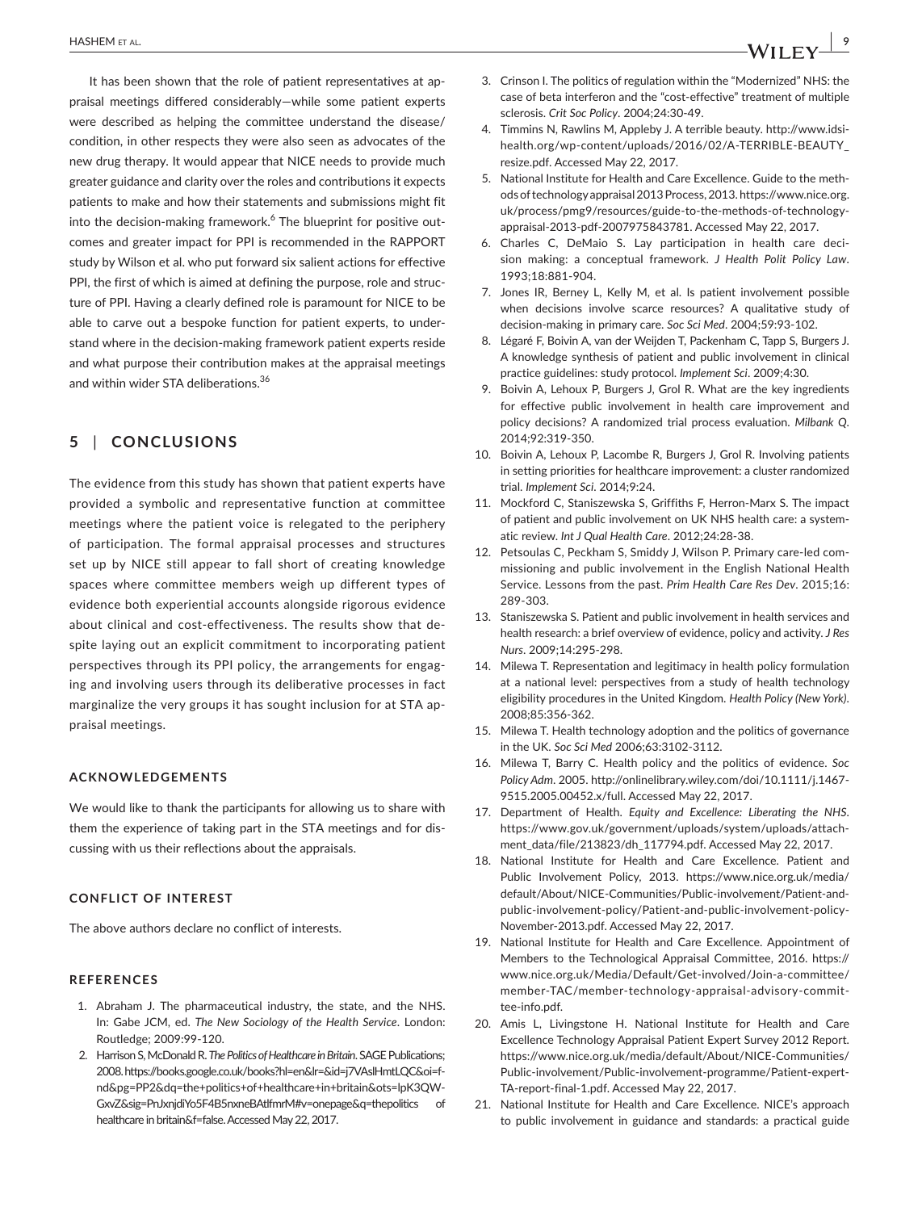It has been shown that the role of patient representatives at appraisal meetings differed considerably—while some patient experts were described as helping the committee understand the disease/condition, in other respects they were also seen as advocates of the new drug therapy. It would appear that NICE needs to provide much greater guidance and clarity over the roles and contributions it expects patients to make and how their statements and submissions might fit into the decision-making framework.[6] The blueprint for positive outcomes and greater impact for PPI is recommended in the RAPPORT study by Wilson et al. who put forward six salient actions for effective PPI, the first of which is aimed at defining the purpose, role and structure of PPI. Having a clearly defined role is paramount for NICE to be able to carve out a bespoke function for patient experts, to understand where in the decision-making framework patient experts reside and what purpose their contribution makes at the appraisal meetings and within wider STA deliberations.[36]

## 5 | CONCLUSIONS

The evidence from this study has shown that patient experts have provided a symbolic and representative function at committee meetings where the patient voice is relegated to the periphery of participation. The formal appraisal processes and structures set up by NICE still appear to fall short of creating knowledge spaces where committee members weigh up different types of evidence both experiential accounts alongside rigorous evidence about clinical and cost-effectiveness. The results show that despite laying out an explicit commitment to incorporating patient perspectives through its PPI policy, the arrangements for engaging and involving users through its deliberative processes in fact marginalize the very groups it has sought inclusion for at STA appraisal meetings.

### ACKNOWLEDGEMENTS

We would like to thank the participants for allowing us to share with them the experience of taking part in the STA meetings and for discussing with us their reflections about the appraisals.

### CONFLICT OF INTEREST

The above authors declare no conflict of interests.

### REFERENCES

1. Abraham J. The pharmaceutical industry, the state, and the NHS. In: Gabe JCM, ed. *The New Sociology of the Health Service*. London: Routledge; 2009:99-120.
2. Harrison S, McDonald R. *The Politics of Healthcare in Britain*. SAGE Publications; 2008. https://books.google.co.uk/books?hl=en&lr=&id=j7VAslHmtLQC&oi=fnd&pg=PP2&dq=the+politics+of+healthcare+in+britain&ots=lpK3QW-GxvZ&sig=PnJxnjdiYo5F4B5nxneBAtlfmrM#v=onepage&q=thepolitics of healthcare in britain&f=false. Accessed May 22, 2017.
3. Crinson I. The politics of regulation within the "Modernized" NHS: the case of beta interferon and the "cost-effective" treatment of multiple sclerosis. *Crit Soc Policy*. 2004;24:30-49.
4. Timmins N, Rawlins M, Appleby J. A terrible beauty. http://www.idsihealth.org/wp-content/uploads/2016/02/A-TERRIBLE-BEAUTY_resize.pdf. Accessed May 22, 2017.
5. National Institute for Health and Care Excellence. Guide to the methods of technology appraisal 2013 Process, 2013. https://www.nice.org.uk/process/pmg9/resources/guide-to-the-methods-of-technology-appraisal-2013-pdf-2007975843781. Accessed May 22, 2017.
6. Charles C, DeMaio S. Lay participation in health care decision making: a conceptual framework. *J Health Polit Policy Law*. 1993;18:881-904.
7. Jones IR, Berney L, Kelly M, et al. Is patient involvement possible when decisions involve scarce resources? A qualitative study of decision-making in primary care. *Soc Sci Med*. 2004;59:93-102.
8. Légaré F, Boivin A, van der Weijden T, Packenham C, Tapp S, Burgers J. A knowledge synthesis of patient and public involvement in clinical practice guidelines: study protocol. *Implement Sci*. 2009;4:30.
9. Boivin A, Lehoux P, Burgers J, Grol R. What are the key ingredients for effective public involvement in health care improvement and policy decisions? A randomized trial process evaluation. *Milbank Q*. 2014;92:319-350.
10. Boivin A, Lehoux P, Lacombe R, Burgers J, Grol R. Involving patients in setting priorities for healthcare improvement: a cluster randomized trial. *Implement Sci*. 2014;9:24.
11. Mockford C, Staniszewska S, Griffiths F, Herron-Marx S. The impact of patient and public involvement on UK NHS health care: a systematic review. *Int J Qual Health Care*. 2012;24:28-38.
12. Petsoulas C, Peckham S, Smiddy J, Wilson P. Primary care-led commissioning and public involvement in the English National Health Service. Lessons from the past. *Prim Health Care Res Dev*. 2015;16:289-303.
13. Staniszewska S. Patient and public involvement in health services and health research: a brief overview of evidence, policy and activity. *J Res Nurs*. 2009;14:295-298.
14. Milewa T. Representation and legitimacy in health policy formulation at a national level: perspectives from a study of health technology eligibility procedures in the United Kingdom. *Health Policy (New York)*. 2008;85:356-362.
15. Milewa T. Health technology adoption and the politics of governance in the UK. *Soc Sci Med* 2006;63:3102-3112.
16. Milewa T, Barry C. Health policy and the politics of evidence. *Soc Policy Adm*. 2005. http://onlinelibrary.wiley.com/doi/10.1111/j.1467-9515.2005.00452.x/full. Accessed May 22, 2017.
17. Department of Health. *Equity and Excellence: Liberating the NHS*. https://www.gov.uk/government/uploads/system/uploads/attachment_data/file/213823/dh_117794.pdf. Accessed May 22, 2017.
18. National Institute for Health and Care Excellence. Patient and Public Involvement Policy, 2013. https://www.nice.org.uk/media/default/About/NICE-Communities/Public-involvement/Patient-and-public-involvement-policy/Patient-and-public-involvement-policy-November-2013.pdf. Accessed May 22, 2017.
19. National Institute for Health and Care Excellence. Appointment of Members to the Technological Appraisal Committee, 2016. https://www.nice.org.uk/Media/Default/Get-involved/Join-a-committee/member-TAC/member-technology-appraisal-advisory-committee-info.pdf.
20. Amis L, Livingstone H. National Institute for Health and Care Excellence Technology Appraisal Patient Expert Survey 2012 Report. https://www.nice.org.uk/media/default/About/NICE-Communities/Public-involvement/Public-involvement-programme/Patient-expert-TA-report-final-1.pdf. Accessed May 22, 2017.
21. National Institute for Health and Care Excellence. NICE's approach to public involvement in guidance and standards: a practical guide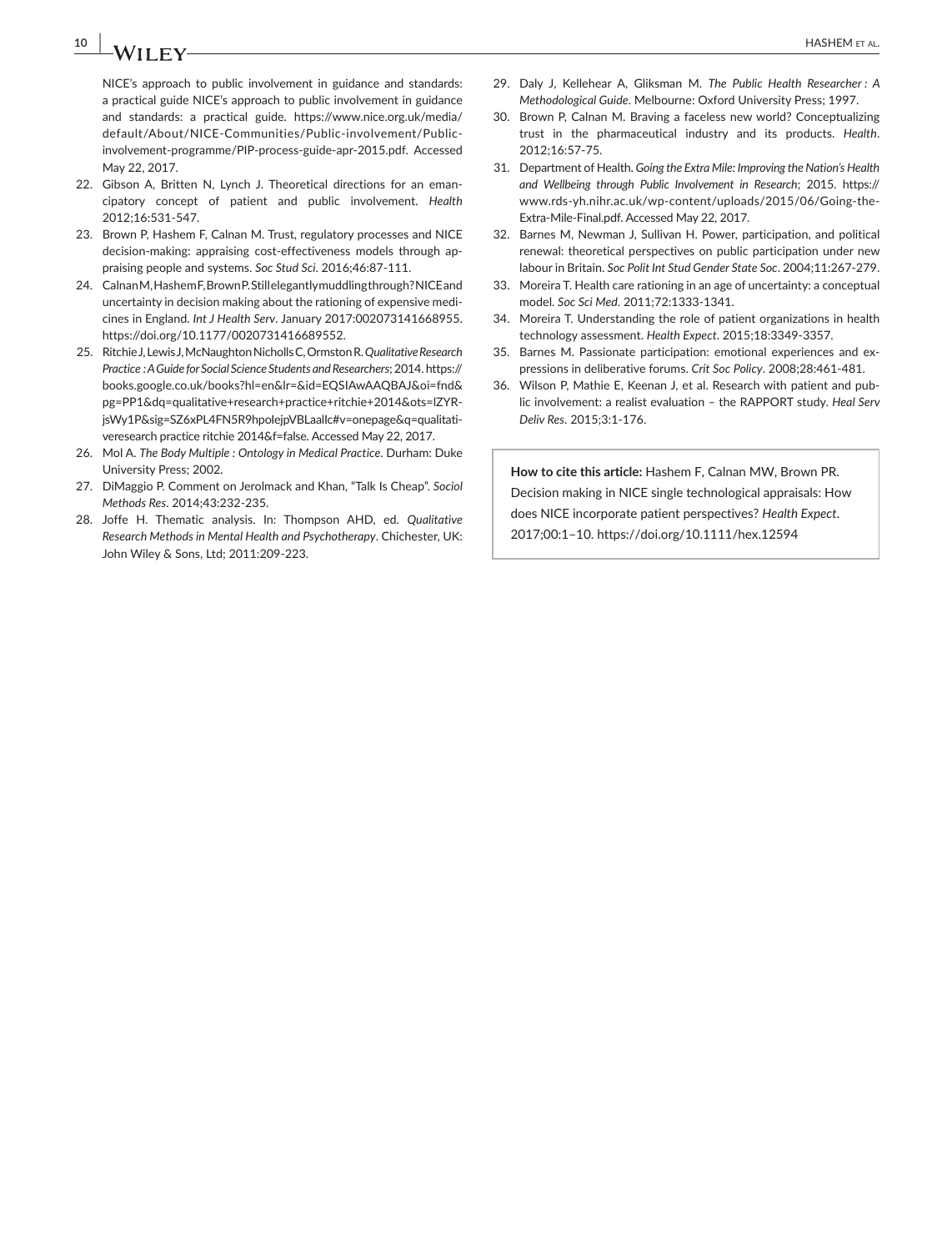NICE's approach to public involvement in guidance and standards: a practical guide NICE's approach to public involvement in guidance and standards: a practical guide. https://www.nice.org.uk/media/default/About/NICE-Communities/Public-involvement/Public-involvement-programme/PIP-process-guide-apr-2015.pdf. Accessed May 22, 2017.

22. Gibson A, Britten N, Lynch J. Theoretical directions for an emancipatory concept of patient and public involvement. *Health* 2012;16:531-547.
23. Brown P, Hashem F, Calnan M. Trust, regulatory processes and NICE decision-making: appraising cost-effectiveness models through appraising people and systems. *Soc Stud Sci*. 2016;46:87-111.
24. Calnan M, Hashem F, Brown P. Still elegantly muddling through? NICE and uncertainty in decision making about the rationing of expensive medicines in England. *Int J Health Serv*. January 2017:002073141668955. https://doi.org/10.1177/0020731416689552.
25. Ritchie J, Lewis J, McNaughton Nicholls C, Ormston R. *Qualitative Research Practice : A Guide for Social Science Students and Researchers*; 2014. https://books.google.co.uk/books?hl=en&lr=&id=EQSIAwAAQBAJ&oi=fnd&pg=PP1&dq=qualitative+research+practice+ritchie+2014&ots=lZYR-jsWy1P&sig=SZ6xPL4FN5R9hpoIejpVBLaaIlc#v=onepage&q=qualitativeresearch practice ritchie 2014&f=false. Accessed May 22, 2017.
26. Mol A. *The Body Multiple : Ontology in Medical Practice*. Durham: Duke University Press; 2002.
27. DiMaggio P. Comment on Jerolmack and Khan, "Talk Is Cheap". *Sociol Methods Res*. 2014;43:232-235.
28. Joffe H. Thematic analysis. In: Thompson AHD, ed. *Qualitative Research Methods in Mental Health and Psychotherapy*. Chichester, UK: John Wiley & Sons, Ltd; 2011:209-223.
29. Daly J, Kellehear A, Gliksman M. *The Public Health Researcher : A Methodological Guide*. Melbourne: Oxford University Press; 1997.
30. Brown P, Calnan M. Braving a faceless new world? Conceptualizing trust in the pharmaceutical industry and its products. *Health*. 2012;16:57-75.
31. Department of Health. *Going the Extra Mile: Improving the Nation's Health and Wellbeing through Public Involvement in Research*; 2015. https://www.rds-yh.nihr.ac.uk/wp-content/uploads/2015/06/Going-the-Extra-Mile-Final.pdf. Accessed May 22, 2017.
32. Barnes M, Newman J, Sullivan H. Power, participation, and political renewal: theoretical perspectives on public participation under new labour in Britain. *Soc Polit Int Stud Gender State Soc*. 2004;11:267-279.
33. Moreira T. Health care rationing in an age of uncertainty: a conceptual model. *Soc Sci Med*. 2011;72:1333-1341.
34. Moreira T. Understanding the role of patient organizations in health technology assessment. *Health Expect*. 2015;18:3349-3357.
35. Barnes M. Passionate participation: emotional experiences and expressions in deliberative forums. *Crit Soc Policy*. 2008;28:461-481.
36. Wilson P, Mathie E, Keenan J, et al. Research with patient and public involvement: a realist evaluation – the RAPPORT study. *Heal Serv Deliv Res*. 2015;3:1-176.

**How to cite this article:** Hashem F, Calnan MW, Brown PR. Decision making in NICE single technological appraisals: How does NICE incorporate patient perspectives? *Health Expect*. 2017;00:1–10. https://doi.org/10.1111/hex.12594